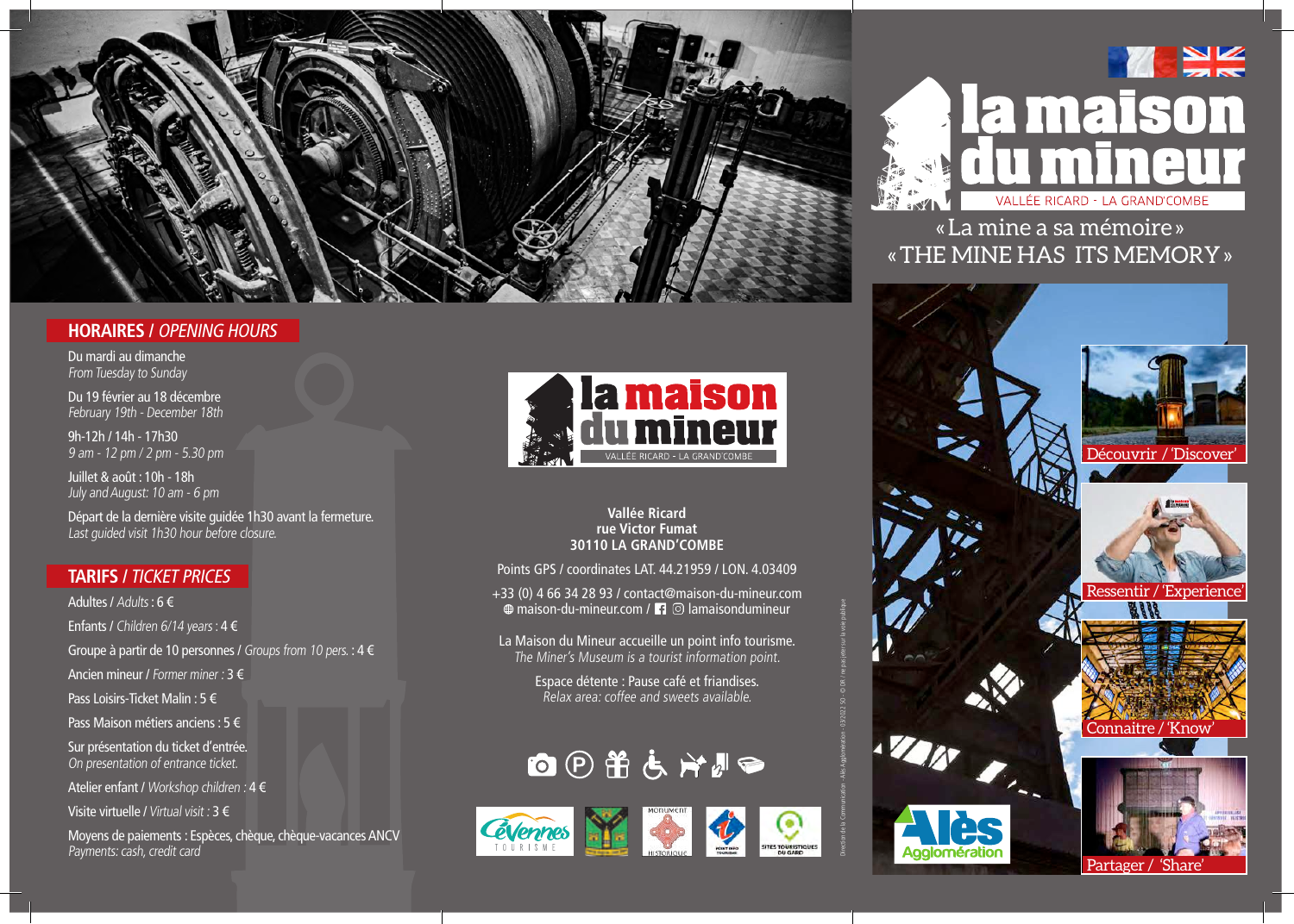# la maison du mineur

VALLÉE RICARD - LA GRAND'COMBE

« La mine a sa mémoire »
« THE MINE HAS ITS MEMORY »

Découvrir / 'Discover'

Ressentir / 'Experience'

Connaitre / 'Know'

Partager / 'Share'

## HORAIRES / *OPENING HOURS*

Du mardi au dimanche
*From Tuesday to Sunday*

Du 19 février au 18 décembre
*February 19th - December 18th*

9h-12h / 14h - 17h30
*9 am - 12 pm / 2 pm - 5.30 pm*

Juillet & août : 10h - 18h
*July and August: 10 am - 6 pm*

Départ de la dernière visite guidée 1h30 avant la fermeture.
*Last guided visit 1h30 hour before closure.*

## TARIFS / *TICKET PRICES*

Adultes / *Adults* : 6 €

Enfants / *Children 6/14 years* : 4 €

Groupe à partir de 10 personnes / *Groups from 10 pers.* : 4 €

Ancien mineur / *Former miner* : 3 €

Pass Loisirs-Ticket Malin : 5 €

Pass Maison métiers anciens : 5 €

Sur présentation du ticket d'entrée.
*On presentation of entrance ticket.*

Atelier enfant / *Workshop children* : 4 €

Visite virtuelle / *Virtual visit* : 3 €

Moyens de paiements : Espèces, chèque, chèque-vacances ANCV
*Payments: cash, credit card*

**la maison du mineur**
VALLÉE RICARD - LA GRAND'COMBE

**Vallée Ricard**
**rue Victor Fumat**
**30110 LA GRAND'COMBE**

Points GPS / coordinates LAT. 44.21959 / LON. 4.03409

+33 (0) 4 66 34 28 93 / contact@maison-du-mineur.com
maison-du-mineur.com / lamaisondumineur

La Maison du Mineur accueille un point info tourisme.
*The Miner's Museum is a tourist information point.*

Espace détente : Pause café et friandises.
*Relax area: coffee and sweets available.*

Cévennes Tourisme — Monument Historique — Point Info Tourisme — Sites Touristiques du Gard

Alès Agglomération

Direction de la Communication - Alès Agglomération - 03/2022 SG - © DR / ne pas jeter sur la voie publique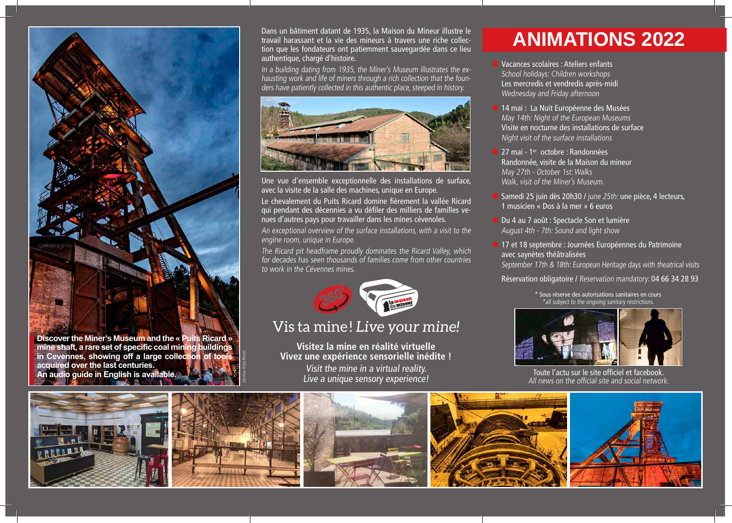Discover the Miner's Museum and the « Puits Ricard » mine shaft, a rare set of specific coal mining buildings in Cevennes, showing off a large collection of tools acquired over the last centuries.
An audio guide in English is available.

photos Alys Borel

Dans un bâtiment datant de 1935, la Maison du Mineur illustre le travail harassant et la vie des mineurs à travers une riche collection que les fondateurs ont patiemment sauvegardée dans ce lieu authentique, chargé d'histoire.

*In a building dating from 1935, the Miner's Museum illustrates the exhausting work and life of miners through a rich collection that the founders have patiently collected in this authentic place, steeped in history.*

Une vue d'ensemble exceptionnelle des installations de surface, avec la visite de la salle des machines, unique en Europe.

Le chevalement du Puits Ricard domine fièrement la vallée Ricard qui pendant des décennies a vu défiler des milliers de familles venues d'autres pays pour travailler dans les mines cévenoles.

*An exceptional overview of the surface installations, with a visit to the engine room, unique in Europe.*

*The Ricard pit headframe proudly dominates the Ricard Valley, which for decades has seen thousands of families come from other countries to work in the Cévennes mines.*

## Vis ta mine! *Live your mine!*

**Visitez la mine en réalité virtuelle**
**Vivez une expérience sensorielle inédite !**
*Visit the mine in a virtual reality.*
*Live a unique sensory experience!*

# ANIMATIONS 2022

- Vacances scolaires : Ateliers enfants
  *School holidays: Children workshops*
  Les mercredis et vendredis après-midi
  *Wednesday and Friday afternoon*
- 14 mai : La Nuit Européenne des Musées
  *May 14th: Night of the European Museums*
  Visite en nocturne des installations de surface
  *Night visit of the surface installations*
- 27 mai - 1er octobre : Randonnées
  Randonnée, visite de la Maison du mineur
  *May 27th - October 1st: Walks*
  *Walk, visit of the Miner's Museum.*
- Samedi 25 juin dès 20h30 / *june 25th:* une pièce, 4 lecteurs, 1 musicien « Dos à la mer » 6 euros
- Du 4 au 7 août : Spectacle Son et lumière
  *August 4th - 7th: Sound and light show*
- 17 et 18 septembre : Journées Européennes du Patrimoine avec saynètes théâtralisées
  *September 17th & 18th: European Heritage days with theatrical visits*

Réservation obligatoire / *Reservation mandatory:* 04 66 34 28 93

\* Sous réserve des autorisations sanitaires en cours
*\*all subject to the ongoing sanitary restrictions.*

Toute l'actu sur le site officiel et facebook.
*All news on the official site and social network.*